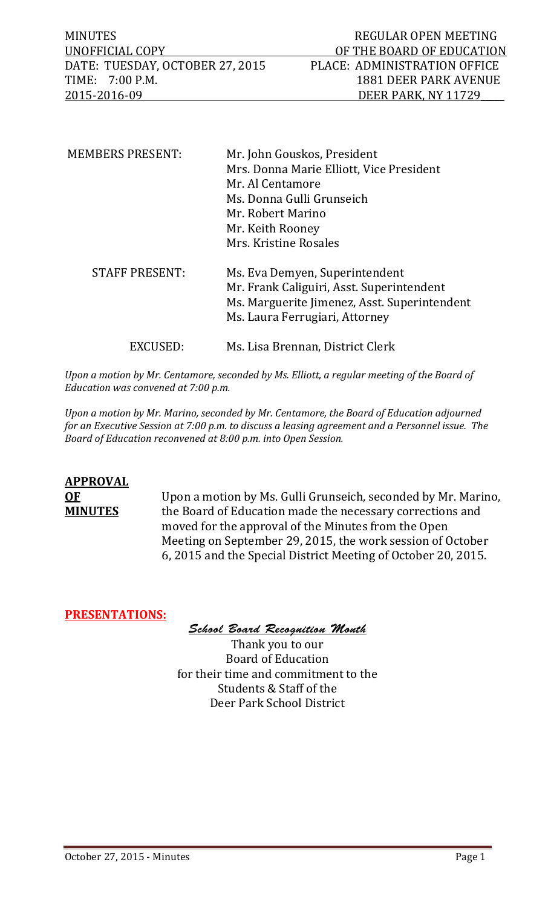MINUTES | REGULAR OPEN MEETING
UNOFFICIAL COPY | OF THE BOARD OF EDUCATION
DATE: TUESDAY, OCTOBER 27, 2015 | PLACE: ADMINISTRATION OFFICE
TIME: 7:00 P.M. | 1881 DEER PARK AVENUE
2015-2016-09 | DEER PARK, NY 11729

| | |
|---|---|
| MEMBERS PRESENT: | Mr. John Gouskos, President<br>Mrs. Donna Marie Elliott, Vice President<br>Mr. Al Centamore<br>Ms. Donna Gulli Grunseich<br>Mr. Robert Marino<br>Mr. Keith Rooney<br>Mrs. Kristine Rosales |
| STAFF PRESENT: | Ms. Eva Demyen, Superintendent<br>Mr. Frank Caliguiri, Asst. Superintendent<br>Ms. Marguerite Jimenez, Asst. Superintendent<br>Ms. Laura Ferrugiari, Attorney |
| EXCUSED: | Ms. Lisa Brennan, District Clerk |

*Upon a motion by Mr. Centamore, seconded by Ms. Elliott, a regular meeting of the Board of Education was convened at 7:00 p.m.*

*Upon a motion by Mr. Marino, seconded by Mr. Centamore, the Board of Education adjourned for an Executive Session at 7:00 p.m. to discuss a leasing agreement and a Personnel issue. The Board of Education reconvened at 8:00 p.m. into Open Session.*

**APPROVAL OF MINUTES**

Upon a motion by Ms. Gulli Grunseich, seconded by Mr. Marino, the Board of Education made the necessary corrections and moved for the approval of the Minutes from the Open Meeting on September 29, 2015, the work session of October 6, 2015 and the Special District Meeting of October 20, 2015.

**PRESENTATIONS:**

***School Board Recognition Month***

Thank you to our
Board of Education
for their time and commitment to the
Students & Staff of the
Deer Park School District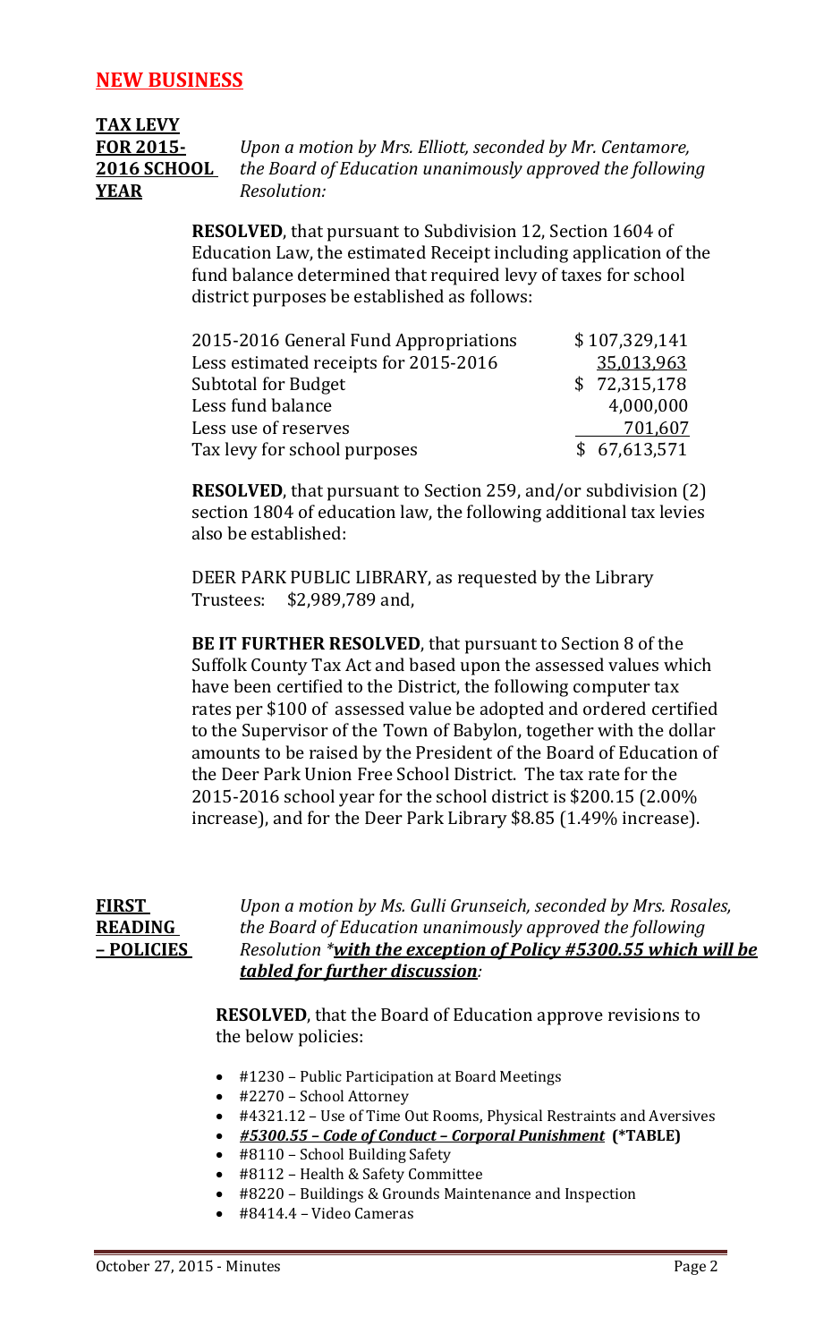## NEW BUSINESS

**TAX LEVY FOR 2015-2016 SCHOOL YEAR**

*Upon a motion by Mrs. Elliott, seconded by Mr. Centamore, the Board of Education unanimously approved the following Resolution:*

**RESOLVED**, that pursuant to Subdivision 12, Section 1604 of Education Law, the estimated Receipt including application of the fund balance determined that required levy of taxes for school district purposes be established as follows:

| | |
|---|---|
| 2015-2016 General Fund Appropriations | $ 107,329,141 |
| Less estimated receipts for 2015-2016 | 35,013,963 |
| Subtotal for Budget | $ 72,315,178 |
| Less fund balance | 4,000,000 |
| Less use of reserves | 701,607 |
| Tax levy for school purposes | $ 67,613,571 |

**RESOLVED**, that pursuant to Section 259, and/or subdivision (2) section 1804 of education law, the following additional tax levies also be established:

DEER PARK PUBLIC LIBRARY, as requested by the Library Trustees: $2,989,789 and,

**BE IT FURTHER RESOLVED**, that pursuant to Section 8 of the Suffolk County Tax Act and based upon the assessed values which have been certified to the District, the following computer tax rates per $100 of assessed value be adopted and ordered certified to the Supervisor of the Town of Babylon, together with the dollar amounts to be raised by the President of the Board of Education of the Deer Park Union Free School District. The tax rate for the 2015-2016 school year for the school district is $200.15 (2.00% increase), and for the Deer Park Library $8.85 (1.49% increase).

**FIRST READING – POLICIES**

*Upon a motion by Ms. Gulli Grunseich, seconded by Mrs. Rosales, the Board of Education unanimously approved the following Resolution \****with the exception of Policy #5300.55 which will be tabled for further discussion****:*

**RESOLVED**, that the Board of Education approve revisions to the below policies:

- #1230 – Public Participation at Board Meetings
- #2270 – School Attorney
- #4321.12 – Use of Time Out Rooms, Physical Restraints and Aversives
- ***#5300.55 – Code of Conduct – Corporal Punishment*** **(\*TABLE)**
- #8110 – School Building Safety
- #8112 – Health & Safety Committee
- #8220 – Buildings & Grounds Maintenance and Inspection
- #8414.4 – Video Cameras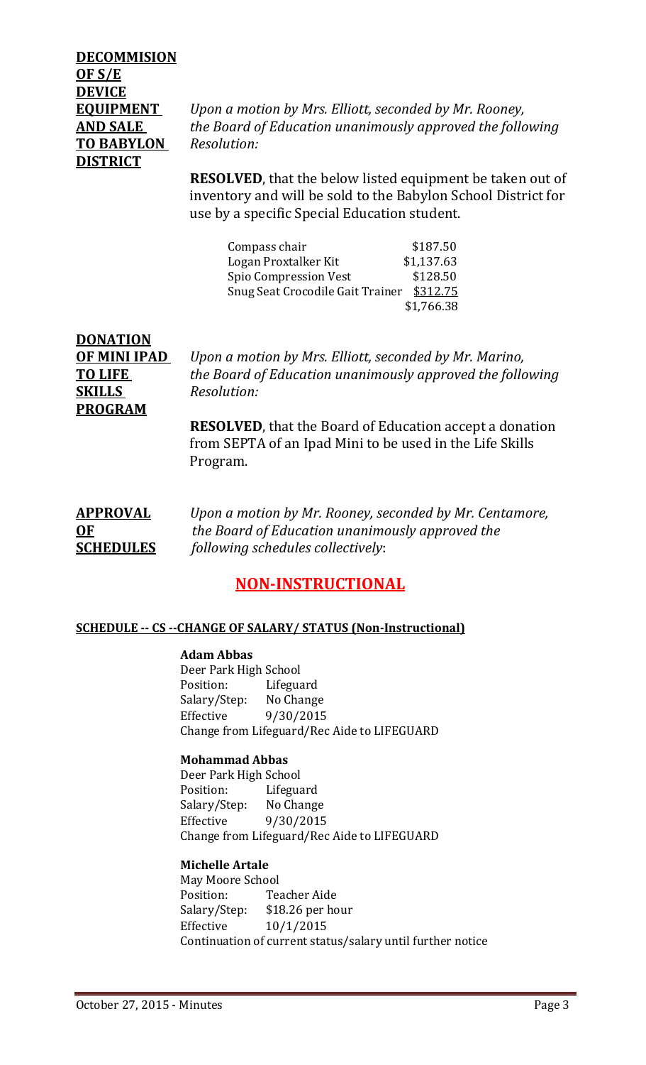**DECOMMISION OF S/E DEVICE EQUIPMENT AND SALE TO BABYLON DISTRICT**

*Upon a motion by Mrs. Elliott, seconded by Mr. Rooney, the Board of Education unanimously approved the following Resolution:*

**RESOLVED**, that the below listed equipment be taken out of inventory and will be sold to the Babylon School District for use by a specific Special Education student.

| | |
|---|---|
| Compass chair | $187.50 |
| Logan Proxtalker Kit | $1,137.63 |
| Spio Compression Vest | $128.50 |
| Snug Seat Crocodile Gait Trainer | $312.75 |
| | $1,766.38 |

**DONATION OF MINI IPAD TO LIFE SKILLS PROGRAM**

*Upon a motion by Mrs. Elliott, seconded by Mr. Marino, the Board of Education unanimously approved the following Resolution:*

**RESOLVED**, that the Board of Education accept a donation from SEPTA of an Ipad Mini to be used in the Life Skills Program.

**APPROVAL OF SCHEDULES**

*Upon a motion by Mr. Rooney, seconded by Mr. Centamore, the Board of Education unanimously approved the following schedules collectively*:

## NON-INSTRUCTIONAL

**SCHEDULE -- CS --CHANGE OF SALARY/ STATUS (Non-Instructional)**

**Adam Abbas**
Deer Park High School
Position: Lifeguard
Salary/Step: No Change
Effective 9/30/2015
Change from Lifeguard/Rec Aide to LIFEGUARD

**Mohammad Abbas**
Deer Park High School
Position: Lifeguard
Salary/Step: No Change
Effective 9/30/2015
Change from Lifeguard/Rec Aide to LIFEGUARD

**Michelle Artale**
May Moore School
Position: Teacher Aide
Salary/Step: $18.26 per hour
Effective 10/1/2015
Continuation of current status/salary until further notice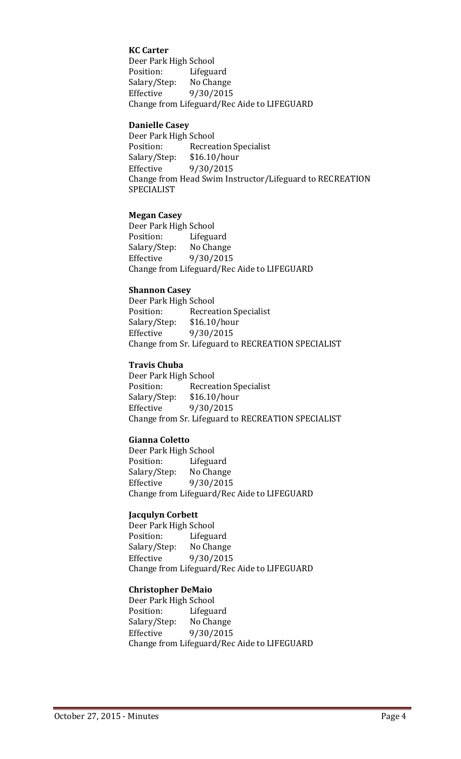**KC Carter**
Deer Park High School
Position: Lifeguard
Salary/Step: No Change
Effective 9/30/2015
Change from Lifeguard/Rec Aide to LIFEGUARD

**Danielle Casey**
Deer Park High School
Position: Recreation Specialist
Salary/Step: $16.10/hour
Effective 9/30/2015
Change from Head Swim Instructor/Lifeguard to RECREATION SPECIALIST

**Megan Casey**
Deer Park High School
Position: Lifeguard
Salary/Step: No Change
Effective 9/30/2015
Change from Lifeguard/Rec Aide to LIFEGUARD

**Shannon Casey**
Deer Park High School
Position: Recreation Specialist
Salary/Step: $16.10/hour
Effective 9/30/2015
Change from Sr. Lifeguard to RECREATION SPECIALIST

**Travis Chuba**
Deer Park High School
Position: Recreation Specialist
Salary/Step: $16.10/hour
Effective 9/30/2015
Change from Sr. Lifeguard to RECREATION SPECIALIST

**Gianna Coletto**
Deer Park High School
Position: Lifeguard
Salary/Step: No Change
Effective 9/30/2015
Change from Lifeguard/Rec Aide to LIFEGUARD

**Jacqulyn Corbett**
Deer Park High School
Position: Lifeguard
Salary/Step: No Change
Effective 9/30/2015
Change from Lifeguard/Rec Aide to LIFEGUARD

**Christopher DeMaio**
Deer Park High School
Position: Lifeguard
Salary/Step: No Change
Effective 9/30/2015
Change from Lifeguard/Rec Aide to LIFEGUARD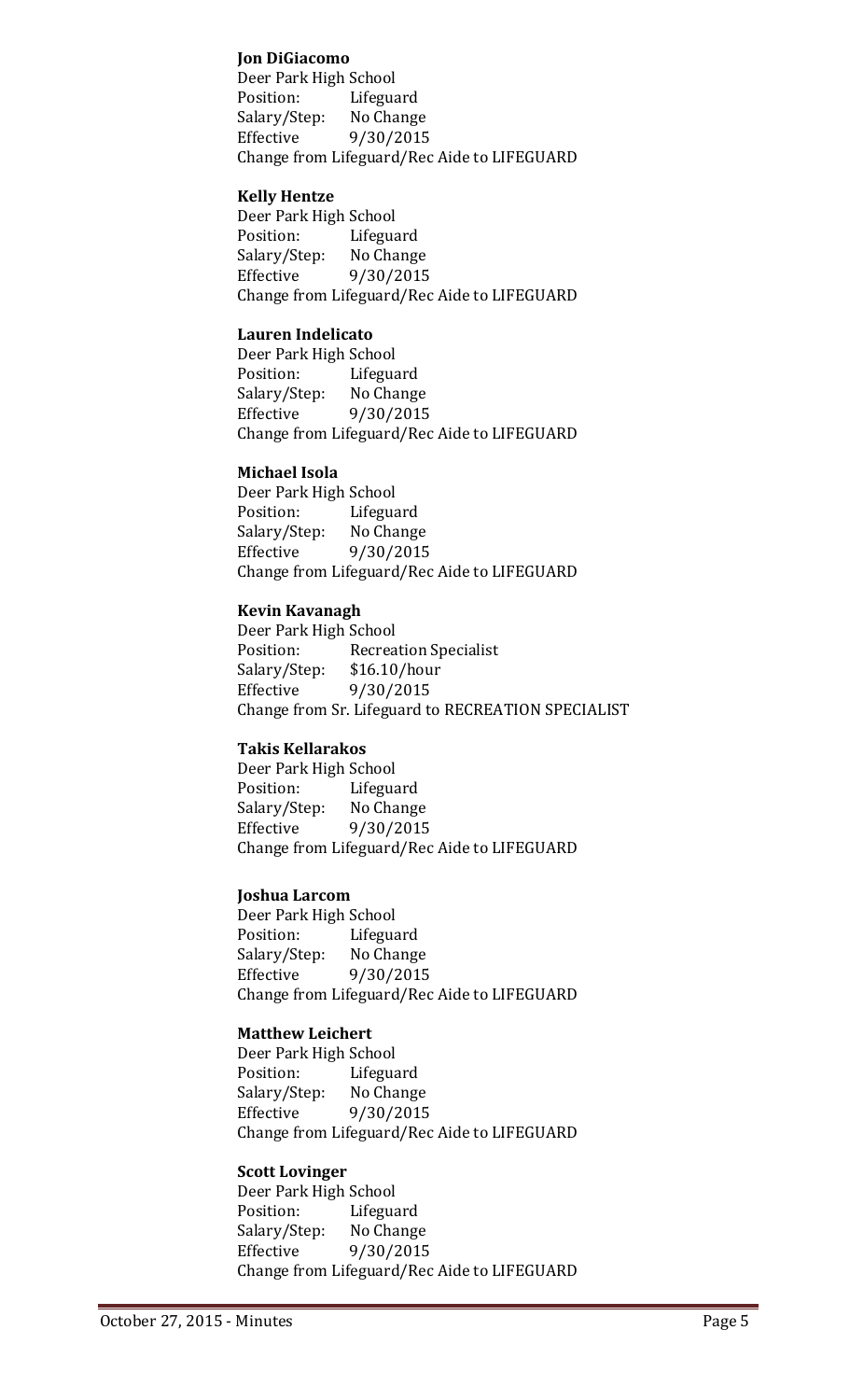**Jon DiGiacomo**
Deer Park High School
Position: Lifeguard
Salary/Step: No Change
Effective 9/30/2015
Change from Lifeguard/Rec Aide to LIFEGUARD

**Kelly Hentze**
Deer Park High School
Position: Lifeguard
Salary/Step: No Change
Effective 9/30/2015
Change from Lifeguard/Rec Aide to LIFEGUARD

**Lauren Indelicato**
Deer Park High School
Position: Lifeguard
Salary/Step: No Change
Effective 9/30/2015
Change from Lifeguard/Rec Aide to LIFEGUARD

**Michael Isola**
Deer Park High School
Position: Lifeguard
Salary/Step: No Change
Effective 9/30/2015
Change from Lifeguard/Rec Aide to LIFEGUARD

**Kevin Kavanagh**
Deer Park High School
Position: Recreation Specialist
Salary/Step: $16.10/hour
Effective 9/30/2015
Change from Sr. Lifeguard to RECREATION SPECIALIST

**Takis Kellarakos**
Deer Park High School
Position: Lifeguard
Salary/Step: No Change
Effective 9/30/2015
Change from Lifeguard/Rec Aide to LIFEGUARD

**Joshua Larcom**
Deer Park High School
Position: Lifeguard
Salary/Step: No Change
Effective 9/30/2015
Change from Lifeguard/Rec Aide to LIFEGUARD

**Matthew Leichert**
Deer Park High School
Position: Lifeguard
Salary/Step: No Change
Effective 9/30/2015
Change from Lifeguard/Rec Aide to LIFEGUARD

**Scott Lovinger**
Deer Park High School
Position: Lifeguard
Salary/Step: No Change
Effective 9/30/2015
Change from Lifeguard/Rec Aide to LIFEGUARD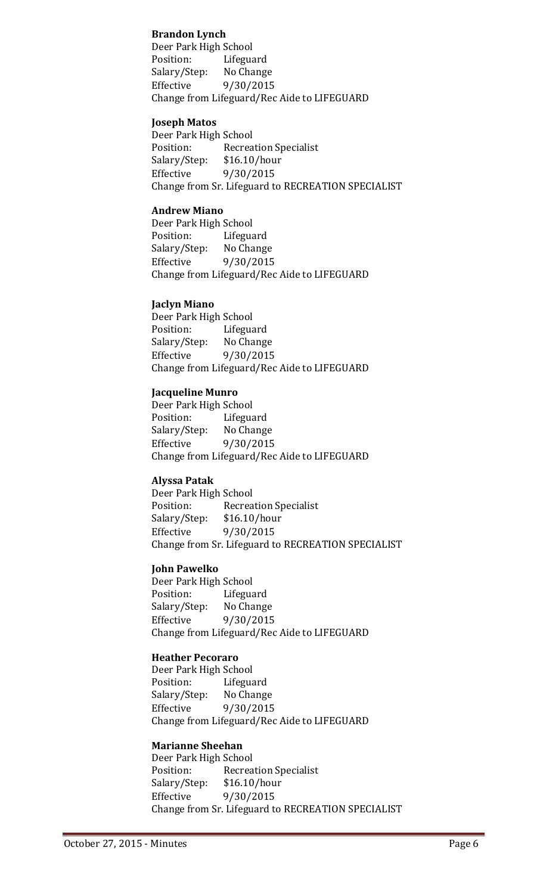**Brandon Lynch**
Deer Park High School
Position: Lifeguard
Salary/Step: No Change
Effective 9/30/2015
Change from Lifeguard/Rec Aide to LIFEGUARD

**Joseph Matos**
Deer Park High School
Position: Recreation Specialist
Salary/Step: $16.10/hour
Effective 9/30/2015
Change from Sr. Lifeguard to RECREATION SPECIALIST

**Andrew Miano**
Deer Park High School
Position: Lifeguard
Salary/Step: No Change
Effective 9/30/2015
Change from Lifeguard/Rec Aide to LIFEGUARD

**Jaclyn Miano**
Deer Park High School
Position: Lifeguard
Salary/Step: No Change
Effective 9/30/2015
Change from Lifeguard/Rec Aide to LIFEGUARD

**Jacqueline Munro**
Deer Park High School
Position: Lifeguard
Salary/Step: No Change
Effective 9/30/2015
Change from Lifeguard/Rec Aide to LIFEGUARD

**Alyssa Patak**
Deer Park High School
Position: Recreation Specialist
Salary/Step: $16.10/hour
Effective 9/30/2015
Change from Sr. Lifeguard to RECREATION SPECIALIST

**John Pawelko**
Deer Park High School
Position: Lifeguard
Salary/Step: No Change
Effective 9/30/2015
Change from Lifeguard/Rec Aide to LIFEGUARD

**Heather Pecoraro**
Deer Park High School
Position: Lifeguard
Salary/Step: No Change
Effective 9/30/2015
Change from Lifeguard/Rec Aide to LIFEGUARD

**Marianne Sheehan**
Deer Park High School
Position: Recreation Specialist
Salary/Step: $16.10/hour
Effective 9/30/2015
Change from Sr. Lifeguard to RECREATION SPECIALIST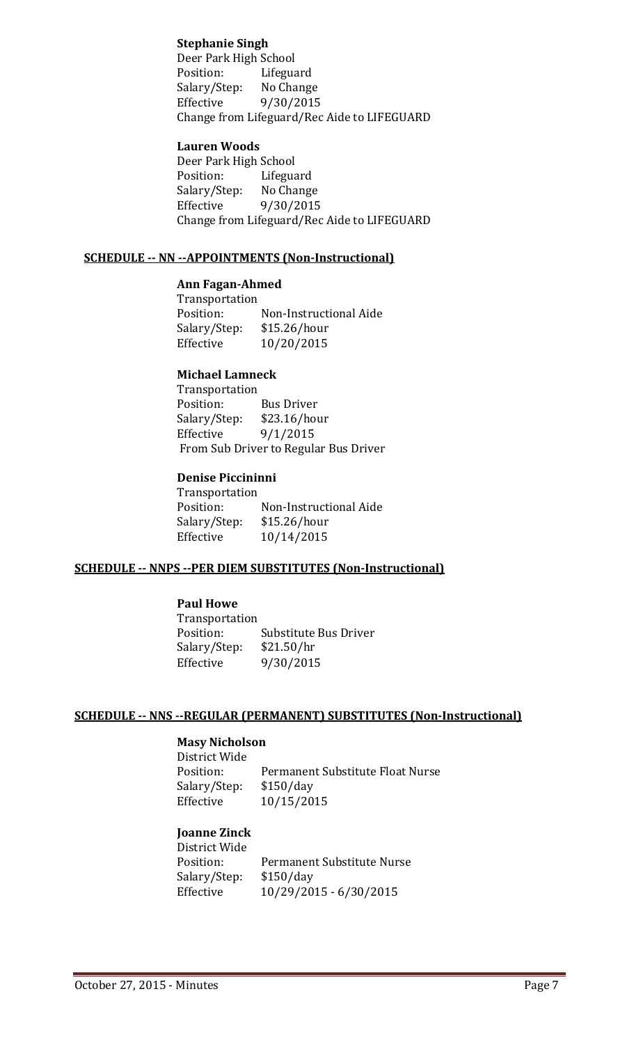**Stephanie Singh**
Deer Park High School
Position: Lifeguard
Salary/Step: No Change
Effective 9/30/2015
Change from Lifeguard/Rec Aide to LIFEGUARD

**Lauren Woods**
Deer Park High School
Position: Lifeguard
Salary/Step: No Change
Effective 9/30/2015
Change from Lifeguard/Rec Aide to LIFEGUARD

**SCHEDULE -- NN --APPOINTMENTS (Non-Instructional)**

**Ann Fagan-Ahmed**
Transportation
Position: Non-Instructional Aide
Salary/Step: $15.26/hour
Effective 10/20/2015

**Michael Lamneck**
Transportation
Position: Bus Driver
Salary/Step: $23.16/hour
Effective 9/1/2015
From Sub Driver to Regular Bus Driver

**Denise Piccininni**
Transportation
Position: Non-Instructional Aide
Salary/Step: $15.26/hour
Effective 10/14/2015

**SCHEDULE -- NNPS --PER DIEM SUBSTITUTES (Non-Instructional)**

**Paul Howe**
Transportation
Position: Substitute Bus Driver
Salary/Step: $21.50/hr
Effective 9/30/2015

**SCHEDULE -- NNS --REGULAR (PERMANENT) SUBSTITUTES (Non-Instructional)**

**Masy Nicholson**
District Wide
Position: Permanent Substitute Float Nurse
Salary/Step: $150/day
Effective 10/15/2015

**Joanne Zinck**
District Wide
Position: Permanent Substitute Nurse
Salary/Step: $150/day
Effective 10/29/2015 - 6/30/2015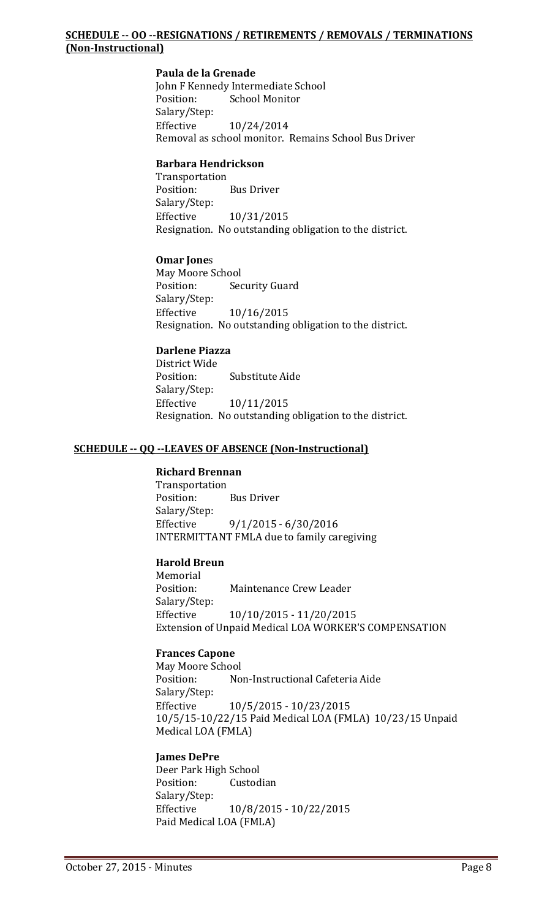## **SCHEDULE -- OO --RESIGNATIONS / RETIREMENTS / REMOVALS / TERMINATIONS (Non-Instructional)**

**Paula de la Grenade**
John F Kennedy Intermediate School
Position: School Monitor
Salary/Step:
Effective 10/24/2014
Removal as school monitor. Remains School Bus Driver

**Barbara Hendrickson**
Transportation
Position: Bus Driver
Salary/Step:
Effective 10/31/2015
Resignation. No outstanding obligation to the district.

**Omar Jones**
May Moore School
Position: Security Guard
Salary/Step:
Effective 10/16/2015
Resignation. No outstanding obligation to the district.

**Darlene Piazza**
District Wide
Position: Substitute Aide
Salary/Step:
Effective 10/11/2015
Resignation. No outstanding obligation to the district.

## **SCHEDULE -- QQ --LEAVES OF ABSENCE (Non-Instructional)**

**Richard Brennan**
Transportation
Position: Bus Driver
Salary/Step:
Effective 9/1/2015 - 6/30/2016
INTERMITTANT FMLA due to family caregiving

**Harold Breun**
Memorial
Position: Maintenance Crew Leader
Salary/Step:
Effective 10/10/2015 - 11/20/2015
Extension of Unpaid Medical LOA WORKER'S COMPENSATION

**Frances Capone**
May Moore School
Position: Non-Instructional Cafeteria Aide
Salary/Step:
Effective 10/5/2015 - 10/23/2015
10/5/15-10/22/15 Paid Medical LOA (FMLA) 10/23/15 Unpaid Medical LOA (FMLA)

**James DePre**
Deer Park High School
Position: Custodian
Salary/Step:
Effective 10/8/2015 - 10/22/2015
Paid Medical LOA (FMLA)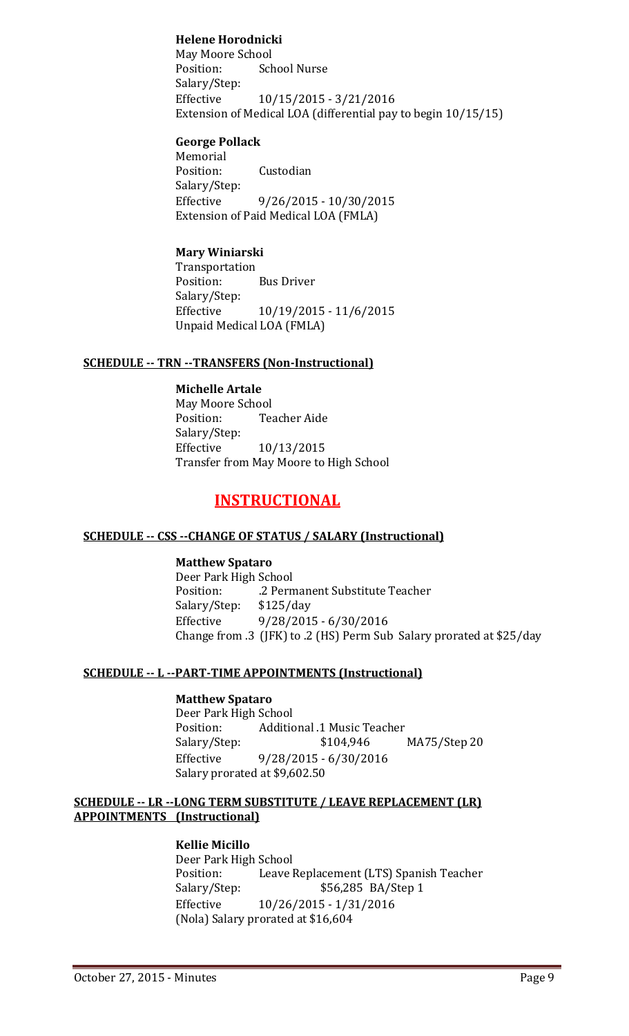**Helene Horodnicki**
May Moore School
Position: School Nurse
Salary/Step:
Effective 10/15/2015 - 3/21/2016
Extension of Medical LOA (differential pay to begin 10/15/15)

**George Pollack**
Memorial
Position: Custodian
Salary/Step:
Effective 9/26/2015 - 10/30/2015
Extension of Paid Medical LOA (FMLA)

**Mary Winiarski**
Transportation
Position: Bus Driver
Salary/Step:
Effective 10/19/2015 - 11/6/2015
Unpaid Medical LOA (FMLA)

**SCHEDULE -- TRN --TRANSFERS (Non-Instructional)**

**Michelle Artale**
May Moore School
Position: Teacher Aide
Salary/Step:
Effective 10/13/2015
Transfer from May Moore to High School

# INSTRUCTIONAL

**SCHEDULE -- CSS --CHANGE OF STATUS / SALARY (Instructional)**

**Matthew Spataro**
Deer Park High School
Position: .2 Permanent Substitute Teacher
Salary/Step: $125/day
Effective 9/28/2015 - 6/30/2016
Change from .3 (JFK) to .2 (HS) Perm Sub Salary prorated at $25/day

**SCHEDULE -- L --PART-TIME APPOINTMENTS (Instructional)**

**Matthew Spataro**
Deer Park High School
Position: Additional .1 Music Teacher
Salary/Step: $104,946 MA75/Step 20
Effective 9/28/2015 - 6/30/2016
Salary prorated at $9,602.50

**SCHEDULE -- LR --LONG TERM SUBSTITUTE / LEAVE REPLACEMENT (LR) APPOINTMENTS (Instructional)**

**Kellie Micillo**
Deer Park High School
Position: Leave Replacement (LTS) Spanish Teacher
Salary/Step: $56,285 BA/Step 1
Effective 10/26/2015 - 1/31/2016
(Nola) Salary prorated at $16,604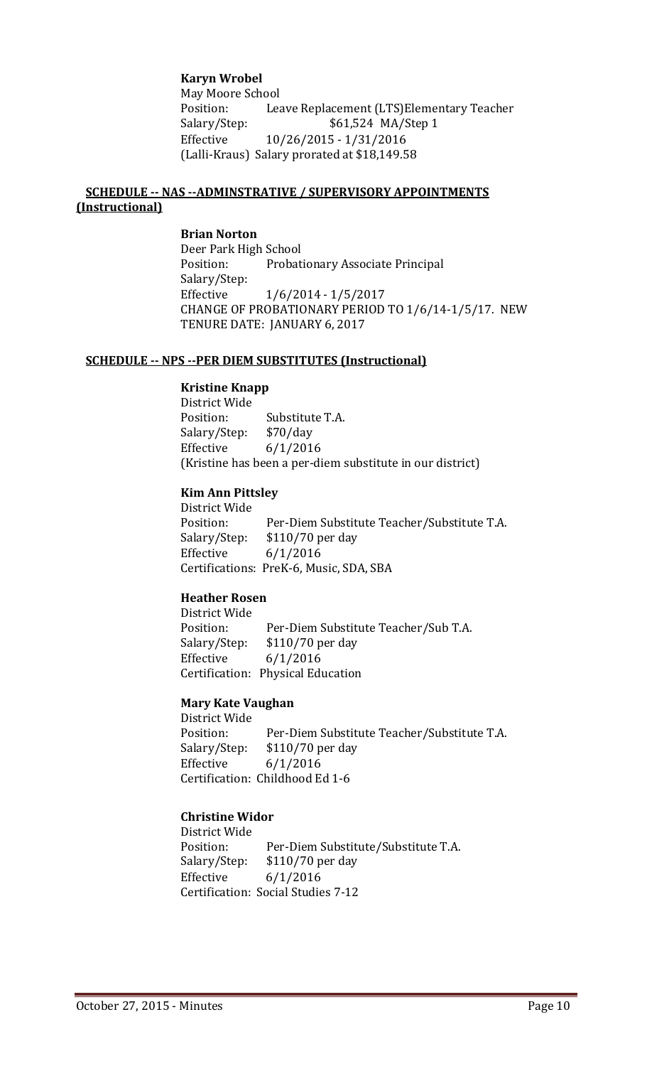**Karyn Wrobel**
May Moore School
Position: Leave Replacement (LTS)Elementary Teacher
Salary/Step: $61,524 MA/Step 1
Effective 10/26/2015 - 1/31/2016
(Lalli-Kraus) Salary prorated at $18,149.58

**SCHEDULE -- NAS --ADMINSTRATIVE / SUPERVISORY APPOINTMENTS (Instructional)**

**Brian Norton**
Deer Park High School
Position: Probationary Associate Principal
Salary/Step:
Effective 1/6/2014 - 1/5/2017
CHANGE OF PROBATIONARY PERIOD TO 1/6/14-1/5/17. NEW TENURE DATE: JANUARY 6, 2017

**SCHEDULE -- NPS --PER DIEM SUBSTITUTES (Instructional)**

**Kristine Knapp**
District Wide
Position: Substitute T.A.
Salary/Step: $70/day
Effective 6/1/2016
(Kristine has been a per-diem substitute in our district)

**Kim Ann Pittsley**
District Wide
Position: Per-Diem Substitute Teacher/Substitute T.A.
Salary/Step: $110/70 per day
Effective 6/1/2016
Certifications: PreK-6, Music, SDA, SBA

**Heather Rosen**
District Wide
Position: Per-Diem Substitute Teacher/Sub T.A.
Salary/Step: $110/70 per day
Effective 6/1/2016
Certification: Physical Education

**Mary Kate Vaughan**
District Wide
Position: Per-Diem Substitute Teacher/Substitute T.A.
Salary/Step: $110/70 per day
Effective 6/1/2016
Certification: Childhood Ed 1-6

**Christine Widor**
District Wide
Position: Per-Diem Substitute/Substitute T.A.
Salary/Step: $110/70 per day
Effective 6/1/2016
Certification: Social Studies 7-12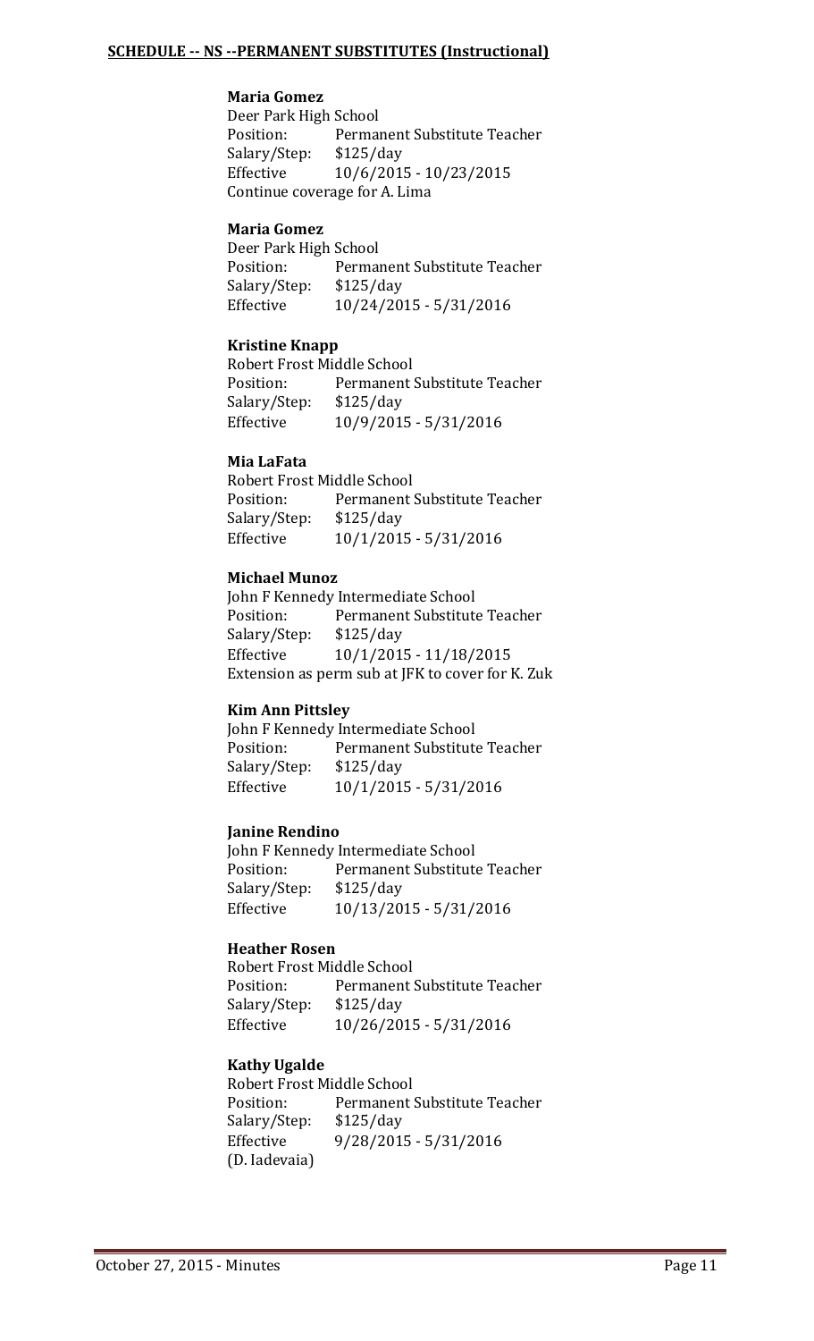**SCHEDULE -- NS --PERMANENT SUBSTITUTES (Instructional)**

**Maria Gomez**
Deer Park High School
Position: Permanent Substitute Teacher
Salary/Step: $125/day
Effective 10/6/2015 - 10/23/2015
Continue coverage for A. Lima

**Maria Gomez**
Deer Park High School
Position: Permanent Substitute Teacher
Salary/Step: $125/day
Effective 10/24/2015 - 5/31/2016

**Kristine Knapp**
Robert Frost Middle School
Position: Permanent Substitute Teacher
Salary/Step: $125/day
Effective 10/9/2015 - 5/31/2016

**Mia LaFata**
Robert Frost Middle School
Position: Permanent Substitute Teacher
Salary/Step: $125/day
Effective 10/1/2015 - 5/31/2016

**Michael Munoz**
John F Kennedy Intermediate School
Position: Permanent Substitute Teacher
Salary/Step: $125/day
Effective 10/1/2015 - 11/18/2015
Extension as perm sub at JFK to cover for K. Zuk

**Kim Ann Pittsley**
John F Kennedy Intermediate School
Position: Permanent Substitute Teacher
Salary/Step: $125/day
Effective 10/1/2015 - 5/31/2016

**Janine Rendino**
John F Kennedy Intermediate School
Position: Permanent Substitute Teacher
Salary/Step: $125/day
Effective 10/13/2015 - 5/31/2016

**Heather Rosen**
Robert Frost Middle School
Position: Permanent Substitute Teacher
Salary/Step: $125/day
Effective 10/26/2015 - 5/31/2016

**Kathy Ugalde**
Robert Frost Middle School
Position: Permanent Substitute Teacher
Salary/Step: $125/day
Effective 9/28/2015 - 5/31/2016
(D. Iadevaia)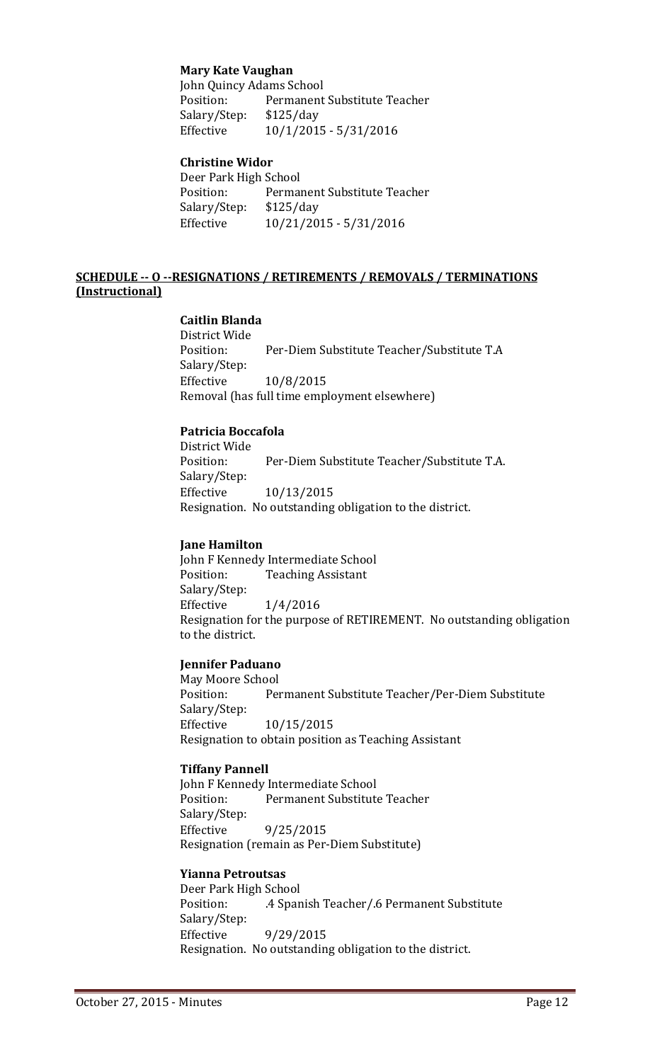**Mary Kate Vaughan**

John Quincy Adams School
Position: Permanent Substitute Teacher
Salary/Step: $125/day
Effective 10/1/2015 - 5/31/2016

**Christine Widor**

Deer Park High School
Position: Permanent Substitute Teacher
Salary/Step: $125/day
Effective 10/21/2015 - 5/31/2016

## SCHEDULE -- O --RESIGNATIONS / RETIREMENTS / REMOVALS / TERMINATIONS (Instructional)

**Caitlin Blanda**

District Wide
Position: Per-Diem Substitute Teacher/Substitute T.A
Salary/Step:
Effective 10/8/2015
Removal (has full time employment elsewhere)

**Patricia Boccafola**

District Wide
Position: Per-Diem Substitute Teacher/Substitute T.A.
Salary/Step:
Effective 10/13/2015
Resignation. No outstanding obligation to the district.

**Jane Hamilton**

John F Kennedy Intermediate School
Position: Teaching Assistant
Salary/Step:
Effective 1/4/2016
Resignation for the purpose of RETIREMENT. No outstanding obligation to the district.

**Jennifer Paduano**

May Moore School
Position: Permanent Substitute Teacher/Per-Diem Substitute
Salary/Step:
Effective 10/15/2015
Resignation to obtain position as Teaching Assistant

**Tiffany Pannell**

John F Kennedy Intermediate School
Position: Permanent Substitute Teacher
Salary/Step:
Effective 9/25/2015
Resignation (remain as Per-Diem Substitute)

**Yianna Petroutsas**

Deer Park High School
Position: .4 Spanish Teacher/.6 Permanent Substitute
Salary/Step:
Effective 9/29/2015
Resignation. No outstanding obligation to the district.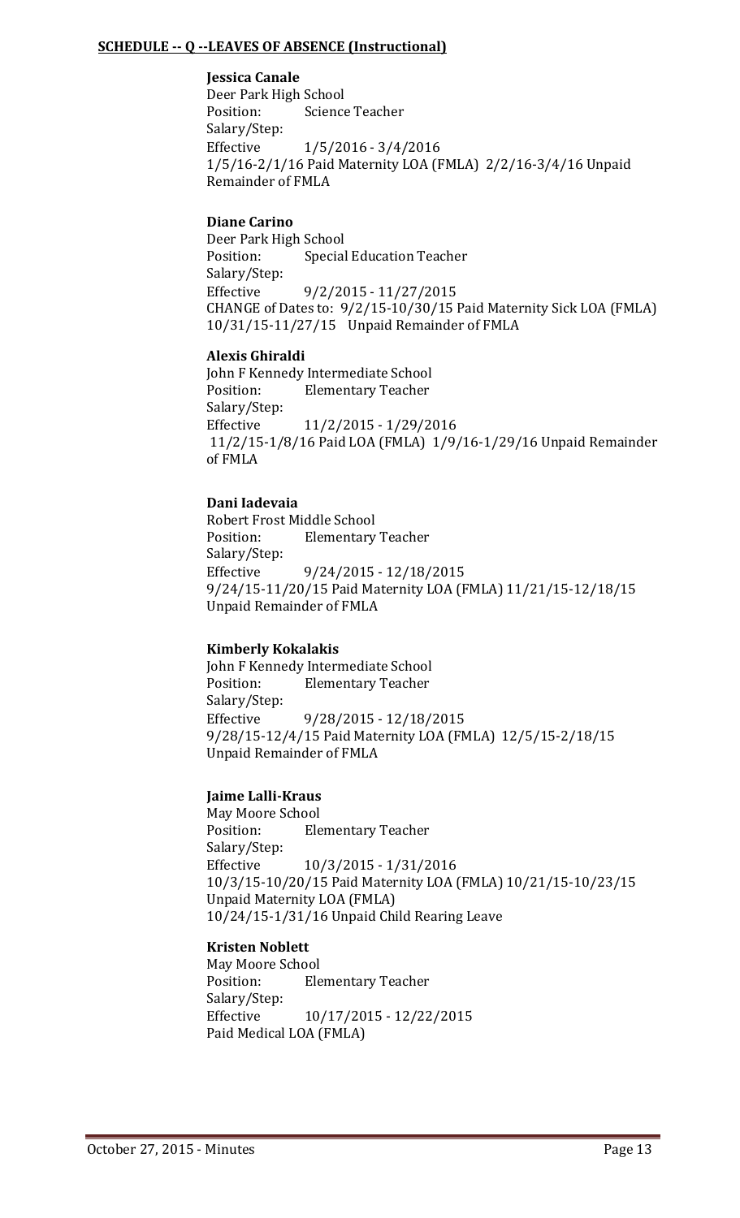**SCHEDULE -- Q --LEAVES OF ABSENCE (Instructional)**

**Jessica Canale**
Deer Park High School
Position: Science Teacher
Salary/Step:
Effective 1/5/2016 - 3/4/2016
1/5/16-2/1/16 Paid Maternity LOA (FMLA) 2/2/16-3/4/16 Unpaid Remainder of FMLA

**Diane Carino**
Deer Park High School
Position: Special Education Teacher
Salary/Step:
Effective 9/2/2015 - 11/27/2015
CHANGE of Dates to: 9/2/15-10/30/15 Paid Maternity Sick LOA (FMLA) 10/31/15-11/27/15 Unpaid Remainder of FMLA

**Alexis Ghiraldi**
John F Kennedy Intermediate School
Position: Elementary Teacher
Salary/Step:
Effective 11/2/2015 - 1/29/2016
11/2/15-1/8/16 Paid LOA (FMLA) 1/9/16-1/29/16 Unpaid Remainder of FMLA

**Dani Iadevaia**
Robert Frost Middle School
Position: Elementary Teacher
Salary/Step:
Effective 9/24/2015 - 12/18/2015
9/24/15-11/20/15 Paid Maternity LOA (FMLA) 11/21/15-12/18/15 Unpaid Remainder of FMLA

**Kimberly Kokalakis**
John F Kennedy Intermediate School
Position: Elementary Teacher
Salary/Step:
Effective 9/28/2015 - 12/18/2015
9/28/15-12/4/15 Paid Maternity LOA (FMLA) 12/5/15-2/18/15 Unpaid Remainder of FMLA

**Jaime Lalli-Kraus**
May Moore School
Position: Elementary Teacher
Salary/Step:
Effective 10/3/2015 - 1/31/2016
10/3/15-10/20/15 Paid Maternity LOA (FMLA) 10/21/15-10/23/15 Unpaid Maternity LOA (FMLA)
10/24/15-1/31/16 Unpaid Child Rearing Leave

**Kristen Noblett**
May Moore School
Position: Elementary Teacher
Salary/Step:
Effective 10/17/2015 - 12/22/2015
Paid Medical LOA (FMLA)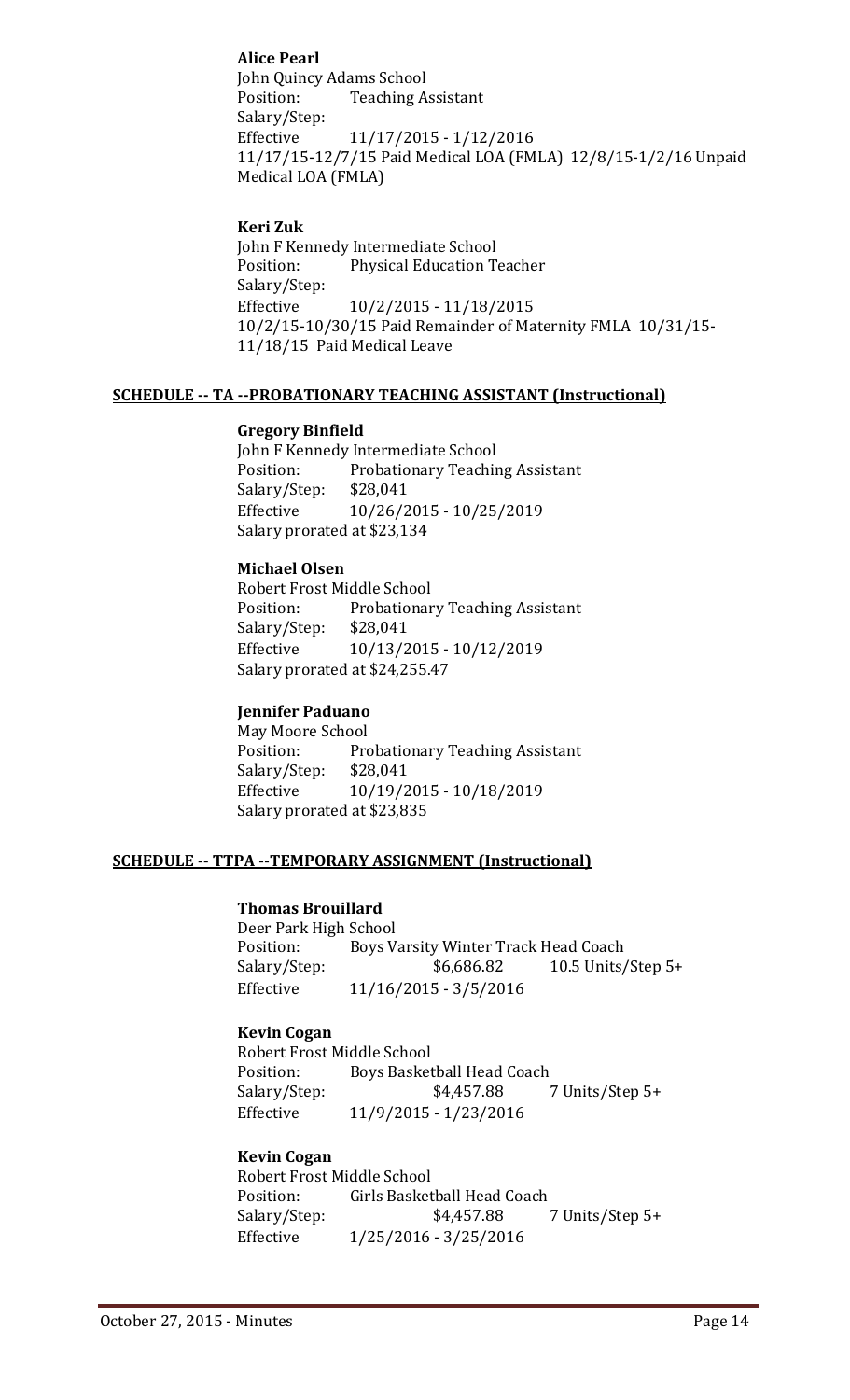**Alice Pearl**
John Quincy Adams School
Position: Teaching Assistant
Salary/Step:
Effective 11/17/2015 - 1/12/2016
11/17/15-12/7/15 Paid Medical LOA (FMLA) 12/8/15-1/2/16 Unpaid Medical LOA (FMLA)

**Keri Zuk**
John F Kennedy Intermediate School
Position: Physical Education Teacher
Salary/Step:
Effective 10/2/2015 - 11/18/2015
10/2/15-10/30/15 Paid Remainder of Maternity FMLA 10/31/15-11/18/15 Paid Medical Leave

**SCHEDULE -- TA --PROBATIONARY TEACHING ASSISTANT (Instructional)**

**Gregory Binfield**
John F Kennedy Intermediate School
Position: Probationary Teaching Assistant
Salary/Step: $28,041
Effective 10/26/2015 - 10/25/2019
Salary prorated at $23,134

**Michael Olsen**
Robert Frost Middle School
Position: Probationary Teaching Assistant
Salary/Step: $28,041
Effective 10/13/2015 - 10/12/2019
Salary prorated at $24,255.47

**Jennifer Paduano**
May Moore School
Position: Probationary Teaching Assistant
Salary/Step: $28,041
Effective 10/19/2015 - 10/18/2019
Salary prorated at $23,835

**SCHEDULE -- TTPA --TEMPORARY ASSIGNMENT (Instructional)**

**Thomas Brouillard**
Deer Park High School
Position: Boys Varsity Winter Track Head Coach
Salary/Step: $6,686.82 10.5 Units/Step 5+
Effective 11/16/2015 - 3/5/2016

**Kevin Cogan**
Robert Frost Middle School
Position: Boys Basketball Head Coach
Salary/Step: $4,457.88 7 Units/Step 5+
Effective 11/9/2015 - 1/23/2016

**Kevin Cogan**
Robert Frost Middle School
Position: Girls Basketball Head Coach
Salary/Step: $4,457.88 7 Units/Step 5+
Effective 1/25/2016 - 3/25/2016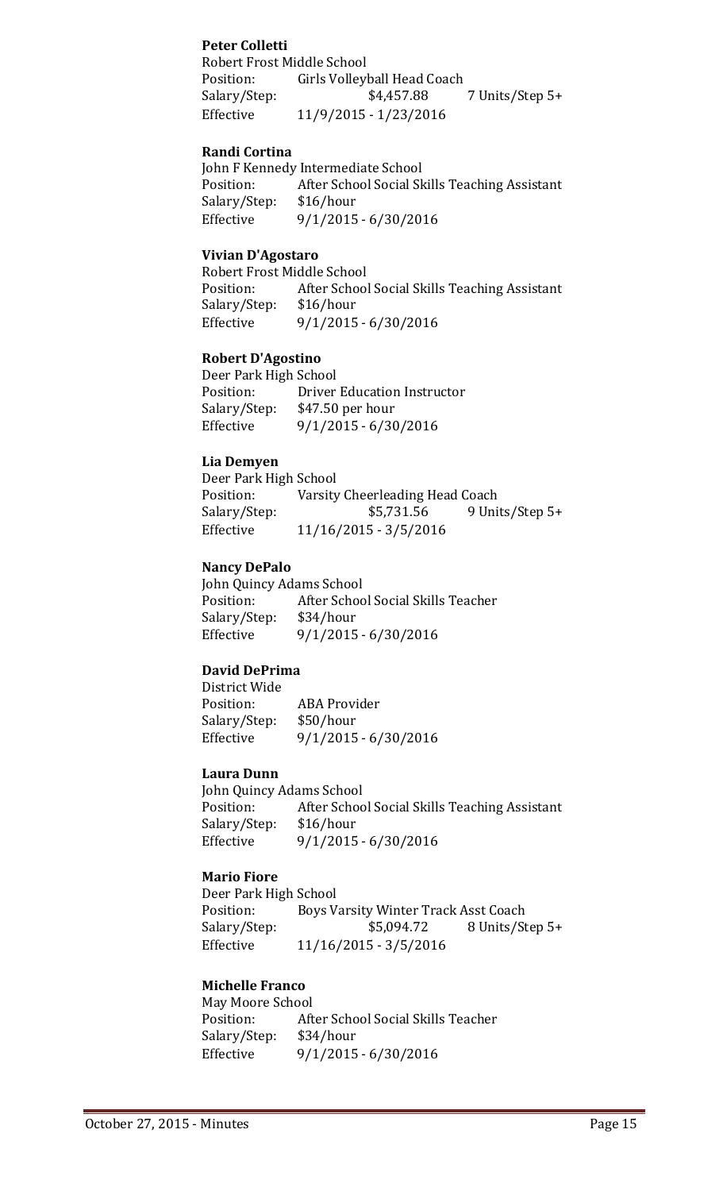**Peter Colletti**
Robert Frost Middle School
Position: Girls Volleyball Head Coach
Salary/Step: $4,457.88 7 Units/Step 5+
Effective 11/9/2015 - 1/23/2016

**Randi Cortina**
John F Kennedy Intermediate School
Position: After School Social Skills Teaching Assistant
Salary/Step: $16/hour
Effective 9/1/2015 - 6/30/2016

**Vivian D'Agostaro**
Robert Frost Middle School
Position: After School Social Skills Teaching Assistant
Salary/Step: $16/hour
Effective 9/1/2015 - 6/30/2016

**Robert D'Agostino**
Deer Park High School
Position: Driver Education Instructor
Salary/Step: $47.50 per hour
Effective 9/1/2015 - 6/30/2016

**Lia Demyen**
Deer Park High School
Position: Varsity Cheerleading Head Coach
Salary/Step: $5,731.56 9 Units/Step 5+
Effective 11/16/2015 - 3/5/2016

**Nancy DePalo**
John Quincy Adams School
Position: After School Social Skills Teacher
Salary/Step: $34/hour
Effective 9/1/2015 - 6/30/2016

**David DePrima**
District Wide
Position: ABA Provider
Salary/Step: $50/hour
Effective 9/1/2015 - 6/30/2016

**Laura Dunn**
John Quincy Adams School
Position: After School Social Skills Teaching Assistant
Salary/Step: $16/hour
Effective 9/1/2015 - 6/30/2016

**Mario Fiore**
Deer Park High School
Position: Boys Varsity Winter Track Asst Coach
Salary/Step: $5,094.72 8 Units/Step 5+
Effective 11/16/2015 - 3/5/2016

**Michelle Franco**
May Moore School
Position: After School Social Skills Teacher
Salary/Step: $34/hour
Effective 9/1/2015 - 6/30/2016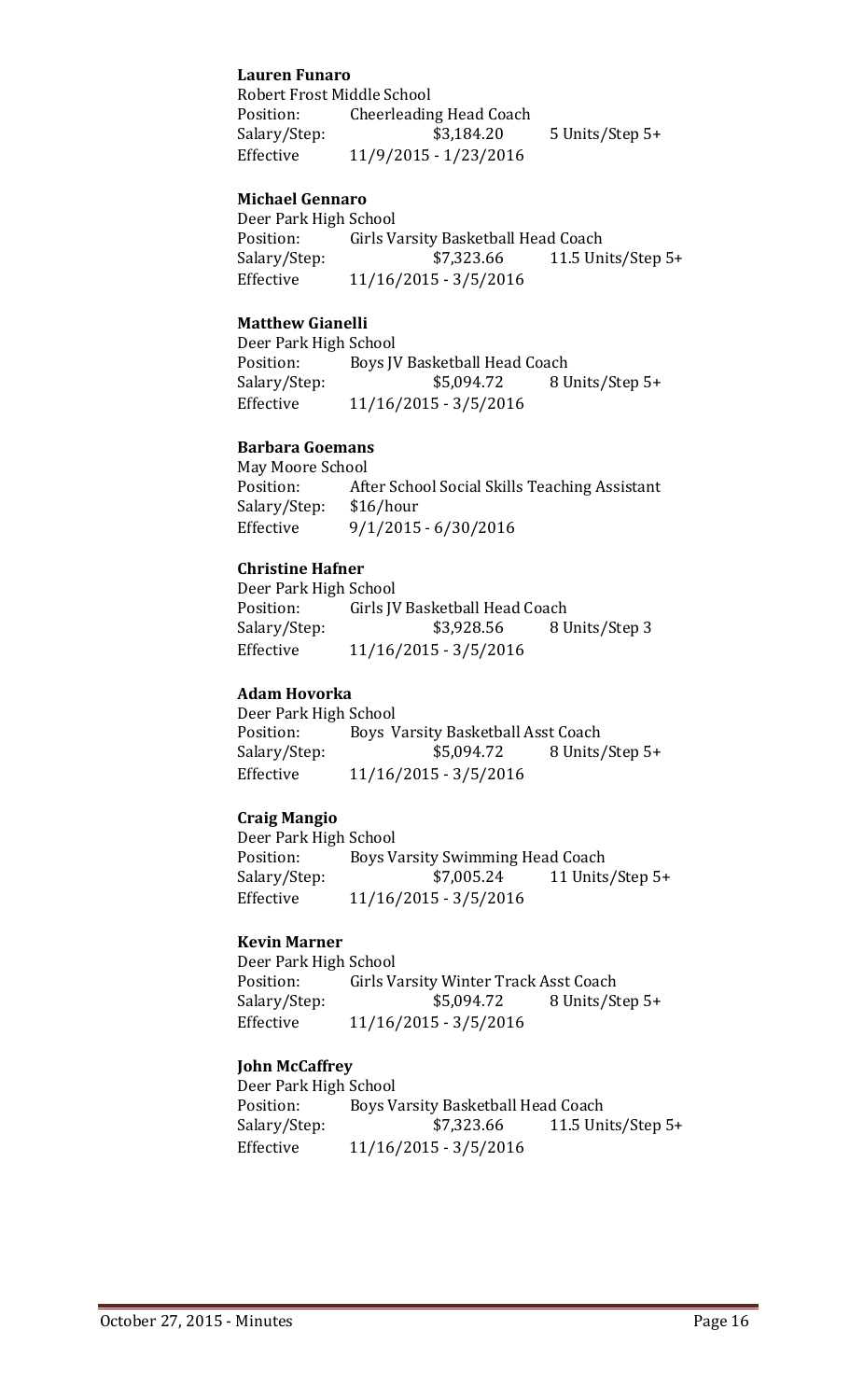**Lauren Funaro**
Robert Frost Middle School
Position: Cheerleading Head Coach
Salary/Step: $3,184.20 5 Units/Step 5+
Effective 11/9/2015 - 1/23/2016

**Michael Gennaro**
Deer Park High School
Position: Girls Varsity Basketball Head Coach
Salary/Step: $7,323.66 11.5 Units/Step 5+
Effective 11/16/2015 - 3/5/2016

**Matthew Gianelli**
Deer Park High School
Position: Boys JV Basketball Head Coach
Salary/Step: $5,094.72 8 Units/Step 5+
Effective 11/16/2015 - 3/5/2016

**Barbara Goemans**
May Moore School
Position: After School Social Skills Teaching Assistant
Salary/Step: $16/hour
Effective 9/1/2015 - 6/30/2016

**Christine Hafner**
Deer Park High School
Position: Girls JV Basketball Head Coach
Salary/Step: $3,928.56 8 Units/Step 3
Effective 11/16/2015 - 3/5/2016

**Adam Hovorka**
Deer Park High School
Position: Boys Varsity Basketball Asst Coach
Salary/Step: $5,094.72 8 Units/Step 5+
Effective 11/16/2015 - 3/5/2016

**Craig Mangio**
Deer Park High School
Position: Boys Varsity Swimming Head Coach
Salary/Step: $7,005.24 11 Units/Step 5+
Effective 11/16/2015 - 3/5/2016

**Kevin Marner**
Deer Park High School
Position: Girls Varsity Winter Track Asst Coach
Salary/Step: $5,094.72 8 Units/Step 5+
Effective 11/16/2015 - 3/5/2016

**John McCaffrey**
Deer Park High School
Position: Boys Varsity Basketball Head Coach
Salary/Step: $7,323.66 11.5 Units/Step 5+
Effective 11/16/2015 - 3/5/2016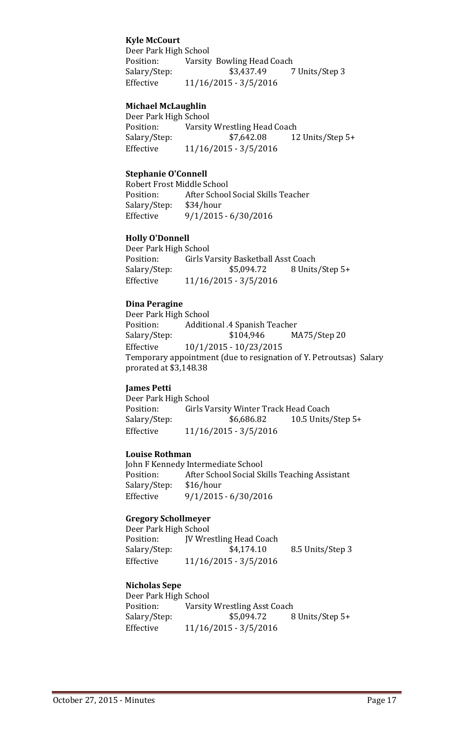**Kyle McCourt**
Deer Park High School
Position: Varsity Bowling Head Coach
Salary/Step: $3,437.49 7 Units/Step 3
Effective 11/16/2015 - 3/5/2016

**Michael McLaughlin**
Deer Park High School
Position: Varsity Wrestling Head Coach
Salary/Step: $7,642.08 12 Units/Step 5+
Effective 11/16/2015 - 3/5/2016

**Stephanie O'Connell**
Robert Frost Middle School
Position: After School Social Skills Teacher
Salary/Step: $34/hour
Effective 9/1/2015 - 6/30/2016

**Holly O'Donnell**
Deer Park High School
Position: Girls Varsity Basketball Asst Coach
Salary/Step: $5,094.72 8 Units/Step 5+
Effective 11/16/2015 - 3/5/2016

**Dina Peragine**
Deer Park High School
Position: Additional .4 Spanish Teacher
Salary/Step: $104,946 MA75/Step 20
Effective 10/1/2015 - 10/23/2015
Temporary appointment (due to resignation of Y. Petroutsas) Salary prorated at $3,148.38

**James Petti**
Deer Park High School
Position: Girls Varsity Winter Track Head Coach
Salary/Step: $6,686.82 10.5 Units/Step 5+
Effective 11/16/2015 - 3/5/2016

**Louise Rothman**
John F Kennedy Intermediate School
Position: After School Social Skills Teaching Assistant
Salary/Step: $16/hour
Effective 9/1/2015 - 6/30/2016

**Gregory Schollmeyer**
Deer Park High School
Position: JV Wrestling Head Coach
Salary/Step: $4,174.10 8.5 Units/Step 3
Effective 11/16/2015 - 3/5/2016

**Nicholas Sepe**
Deer Park High School
Position: Varsity Wrestling Asst Coach
Salary/Step: $5,094.72 8 Units/Step 5+
Effective 11/16/2015 - 3/5/2016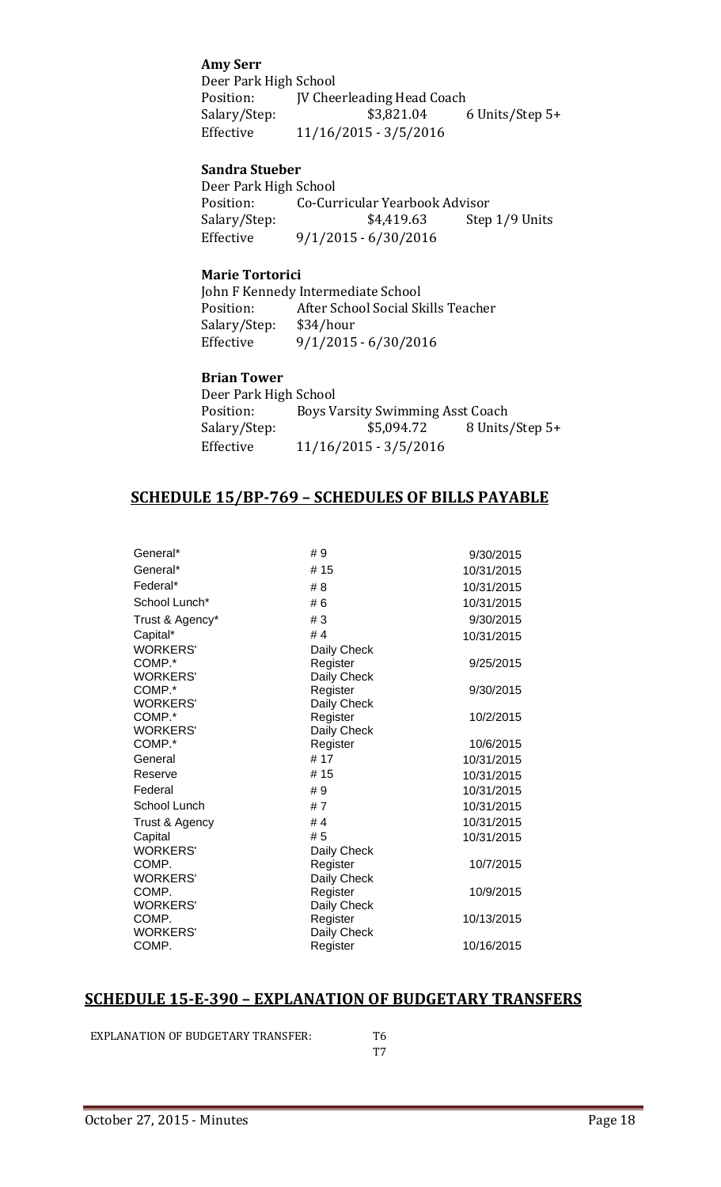**Amy Serr**
Deer Park High School
Position: JV Cheerleading Head Coach
Salary/Step: $3,821.04 6 Units/Step 5+
Effective 11/16/2015 - 3/5/2016

**Sandra Stueber**
Deer Park High School
Position: Co-Curricular Yearbook Advisor
Salary/Step: $4,419.63 Step 1/9 Units
Effective 9/1/2015 - 6/30/2016

**Marie Tortorici**
John F Kennedy Intermediate School
Position: After School Social Skills Teacher
Salary/Step: $34/hour
Effective 9/1/2015 - 6/30/2016

**Brian Tower**
Deer Park High School
Position: Boys Varsity Swimming Asst Coach
Salary/Step: $5,094.72 8 Units/Step 5+
Effective 11/16/2015 - 3/5/2016

## SCHEDULE 15/BP-769 – SCHEDULES OF BILLS PAYABLE

| | | |
|---|---|---|
| General* | # 9 | 9/30/2015 |
| General* | # 15 | 10/31/2015 |
| Federal* | # 8 | 10/31/2015 |
| School Lunch* | # 6 | 10/31/2015 |
| Trust & Agency* | # 3 | 9/30/2015 |
| Capital* | # 4 | 10/31/2015 |
| WORKERS' COMP.* | Daily Check Register | 9/25/2015 |
| WORKERS' COMP.* | Daily Check Register | 9/30/2015 |
| WORKERS' COMP.* | Daily Check Register | 10/2/2015 |
| WORKERS' COMP.* | Daily Check Register | 10/6/2015 |
| General | # 17 | 10/31/2015 |
| Reserve | # 15 | 10/31/2015 |
| Federal | # 9 | 10/31/2015 |
| School Lunch | # 7 | 10/31/2015 |
| Trust & Agency | # 4 | 10/31/2015 |
| Capital | # 5 | 10/31/2015 |
| WORKERS' COMP. | Daily Check Register | 10/7/2015 |
| WORKERS' COMP. | Daily Check Register | 10/9/2015 |
| WORKERS' COMP. | Daily Check Register | 10/13/2015 |
| WORKERS' COMP. | Daily Check Register | 10/16/2015 |

## SCHEDULE 15-E-390 – EXPLANATION OF BUDGETARY TRANSFERS

EXPLANATION OF BUDGETARY TRANSFER: T6
T7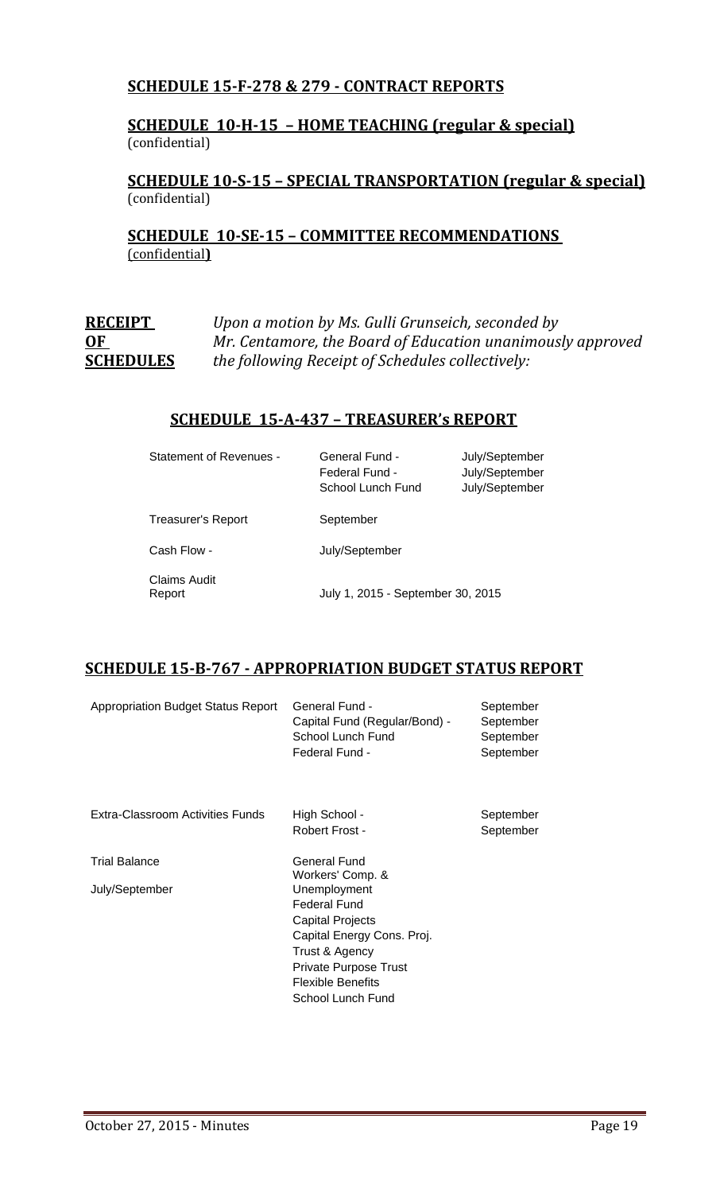### SCHEDULE 15-F-278 & 279 - CONTRACT REPORTS

### SCHEDULE 10-H-15 – HOME TEACHING (regular & special)
(confidential)

### SCHEDULE 10-S-15 – SPECIAL TRANSPORTATION (regular & special)
(confidential)

### SCHEDULE 10-SE-15 – COMMITTEE RECOMMENDATIONS
(confidential**)**

**RECEIPT OF SCHEDULES** *Upon a motion by Ms. Gulli Grunseich, seconded by Mr. Centamore, the Board of Education unanimously approved the following Receipt of Schedules collectively:*

### SCHEDULE 15-A-437 – TREASURER's REPORT

| | | |
|---|---|---|
| Statement of Revenues - | General Fund - | July/September |
| | Federal Fund - | July/September |
| | School Lunch Fund | July/September |
| Treasurer's Report | September | |
| Cash Flow - | July/September | |
| Claims Audit Report | July 1, 2015 - September 30, 2015 | |

### SCHEDULE 15-B-767 - APPROPRIATION BUDGET STATUS REPORT

| | | |
|---|---|---|
| Appropriation Budget Status Report | General Fund - | September |
| | Capital Fund (Regular/Bond) - | September |
| | School Lunch Fund | September |
| | Federal Fund - | September |
| Extra-Classroom Activities Funds | High School - | September |
| | Robert Frost - | September |
| Trial Balance | General Fund | |
| July/September | Workers' Comp. & Unemployment | |
| | Federal Fund | |
| | Capital Projects | |
| | Capital Energy Cons. Proj. | |
| | Trust & Agency | |
| | Private Purpose Trust | |
| | Flexible Benefits | |
| | School Lunch Fund | |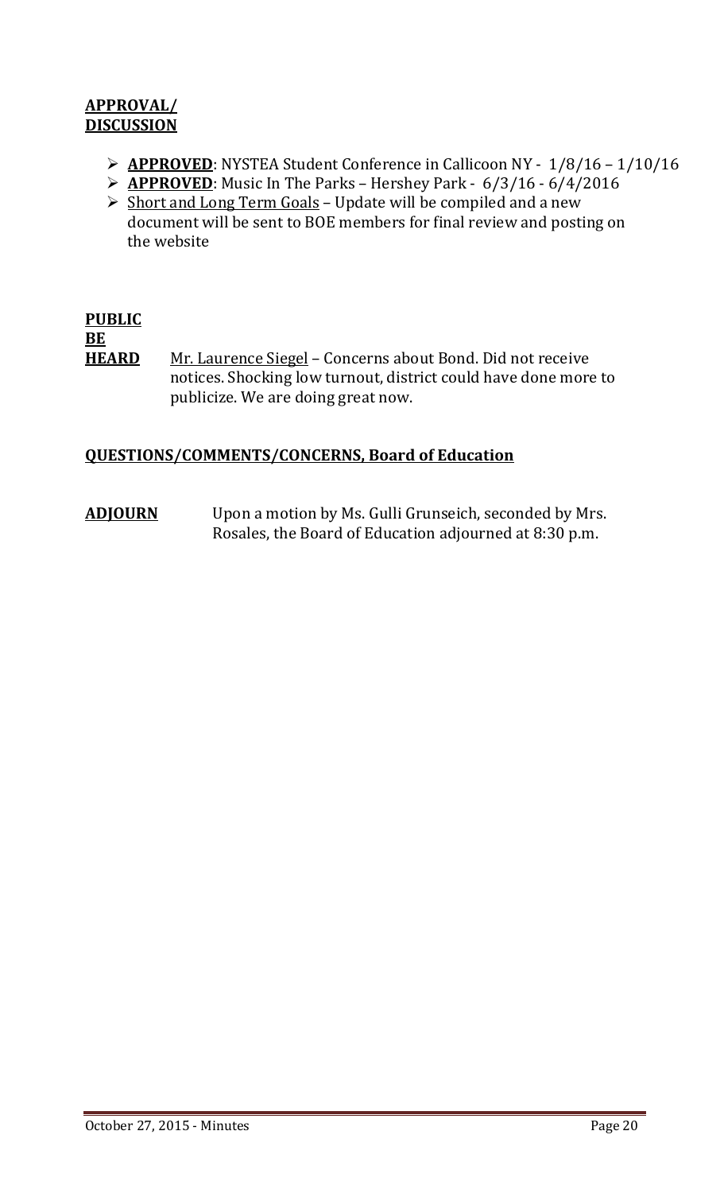**APPROVAL/ DISCUSSION**

- **APPROVED**: NYSTEA Student Conference in Callicoon NY - 1/8/16 – 1/10/16
- **APPROVED**: Music In The Parks – Hershey Park - 6/3/16 - 6/4/2016
- Short and Long Term Goals – Update will be compiled and a new document will be sent to BOE members for final review and posting on the website

**PUBLIC BE HEARD** Mr. Laurence Siegel – Concerns about Bond. Did not receive notices. Shocking low turnout, district could have done more to publicize. We are doing great now.

**QUESTIONS/COMMENTS/CONCERNS, Board of Education**

**ADJOURN** Upon a motion by Ms. Gulli Grunseich, seconded by Mrs. Rosales, the Board of Education adjourned at 8:30 p.m.